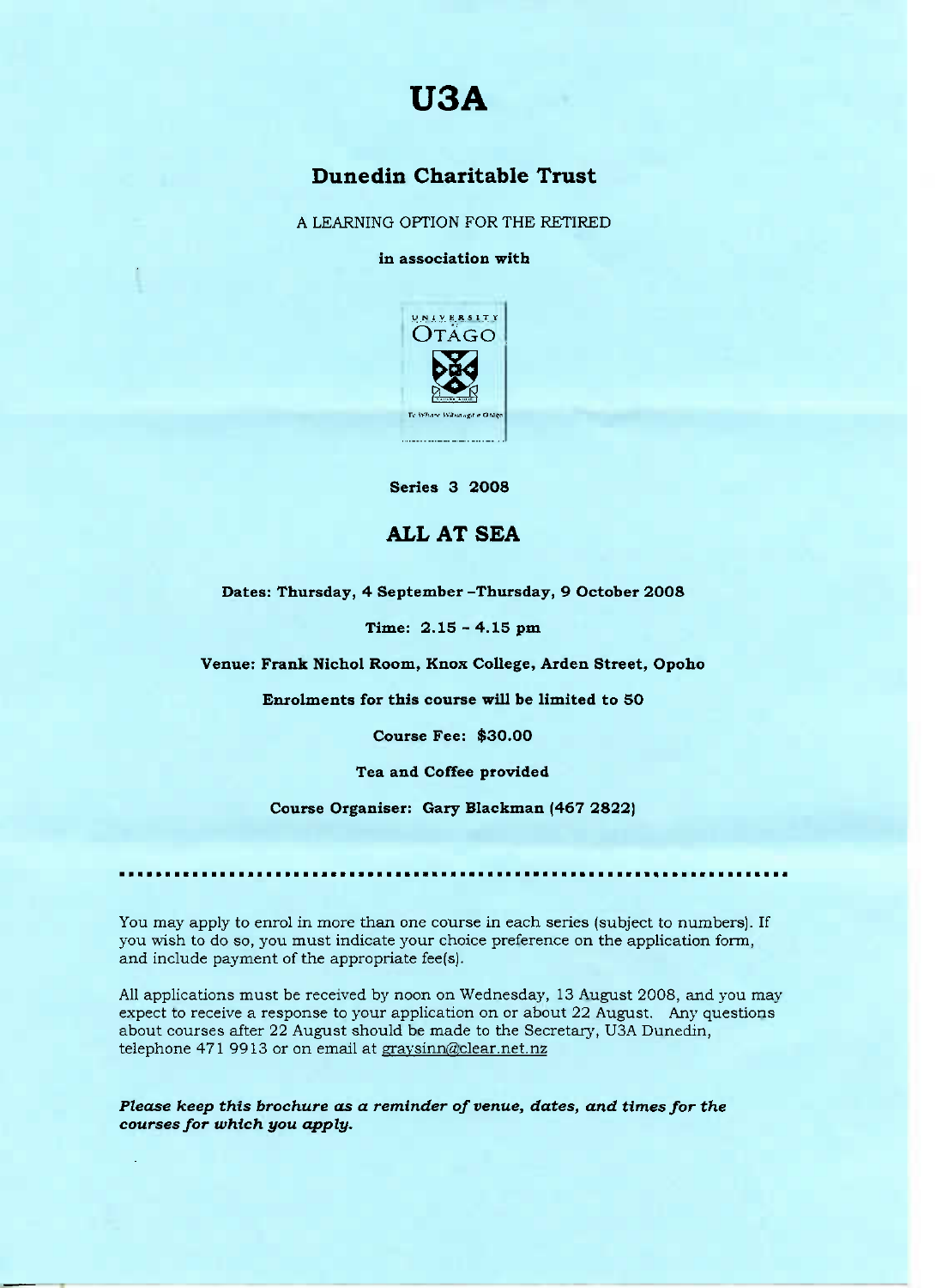# U3A

## Dunedin Charitable Trust

A LEARNING OPTION FOR THE RETIRED

**in association with**

UNIVERSITY OTAGO

Te Whare Wānanga o Otāgo

**Series 3 2008**

## ALL AT SEA

**Dates: Thursday, 4 September –Thursday, 9 October 2008**

**Time: 2.15 - 4.15 pm**

**Venue: Frank Nichol Room, Knox College, Arden Street, Opoho**

**Enrolments for this course will be limited to 50**

**Course Fee: $30.00**

**Tea and Coffee provided**

**Course Organiser: Gary Blackman (467 2822)**

---

You may apply to enrol in more than one course in each series (subject to numbers). If you wish to do so, you must indicate your choice preference on the application form, and include payment of the appropriate fee(s).

All applications must be received by noon on Wednesday, 13 August 2008, and you may expect to receive a response to your application on or about 22 August. Any questions about courses after 22 August should be made to the Secretary, U3A Dunedin, telephone 471 9913 or on email at graysinn@clear.net.nz

***Please keep this brochure as a reminder of venue, dates, and times for the courses for which you apply.***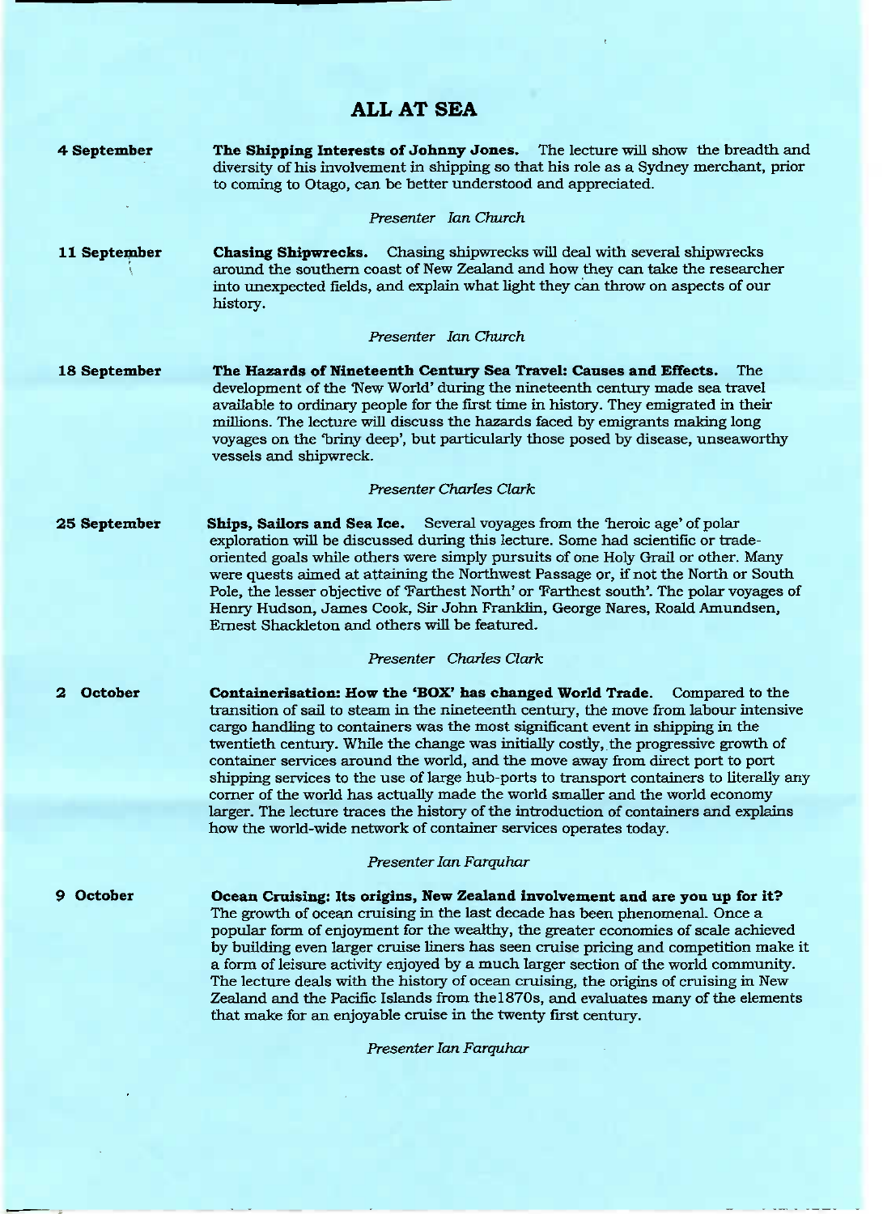# ALL AT SEA

**4 September**

**The Shipping Interests of Johnny Jones.** The lecture will show the breadth and diversity of his involvement in shipping so that his role as a Sydney merchant, prior to coming to Otago, can be better understood and appreciated.

*Presenter Ian Church*

**11 September**

**Chasing Shipwrecks.** Chasing shipwrecks will deal with several shipwrecks around the southern coast of New Zealand and how they can take the researcher into unexpected fields, and explain what light they can throw on aspects of our history.

*Presenter Ian Church*

**18 September**

**The Hazards of Nineteenth Century Sea Travel: Causes and Effects.** The development of the 'New World' during the nineteenth century made sea travel available to ordinary people for the first time in history. They emigrated in their millions. The lecture will discuss the hazards faced by emigrants making long voyages on the 'briny deep', but particularly those posed by disease, unseaworthy vessels and shipwreck.

*Presenter Charles Clark*

**25 September**

**Ships, Sailors and Sea Ice.** Several voyages from the 'heroic age' of polar exploration will be discussed during this lecture. Some had scientific or trade-oriented goals while others were simply pursuits of one Holy Grail or other. Many were quests aimed at attaining the Northwest Passage or, if not the North or South Pole, the lesser objective of 'Farthest North' or 'Farthest south'. The polar voyages of Henry Hudson, James Cook, Sir John Franklin, George Nares, Roald Amundsen, Ernest Shackleton and others will be featured.

*Presenter Charles Clark*

**2 October**

**Containerisation: How the 'BOX' has changed World Trade.** Compared to the transition of sail to steam in the nineteenth century, the move from labour intensive cargo handling to containers was the most significant event in shipping in the twentieth century. While the change was initially costly, the progressive growth of container services around the world, and the move away from direct port to port shipping services to the use of large hub-ports to transport containers to literally any corner of the world has actually made the world smaller and the world economy larger. The lecture traces the history of the introduction of containers and explains how the world-wide network of container services operates today.

*Presenter Ian Farquhar*

**9 October**

**Ocean Cruising: Its origins, New Zealand involvement and are you up for it?** The growth of ocean cruising in the last decade has been phenomenal. Once a popular form of enjoyment for the wealthy, the greater economies of scale achieved by building even larger cruise liners has seen cruise pricing and competition make it a form of leisure activity enjoyed by a much larger section of the world community. The lecture deals with the history of ocean cruising, the origins of cruising in New Zealand and the Pacific Islands from the1870s, and evaluates many of the elements that make for an enjoyable cruise in the twenty first century.

*Presenter Ian Farquhar*